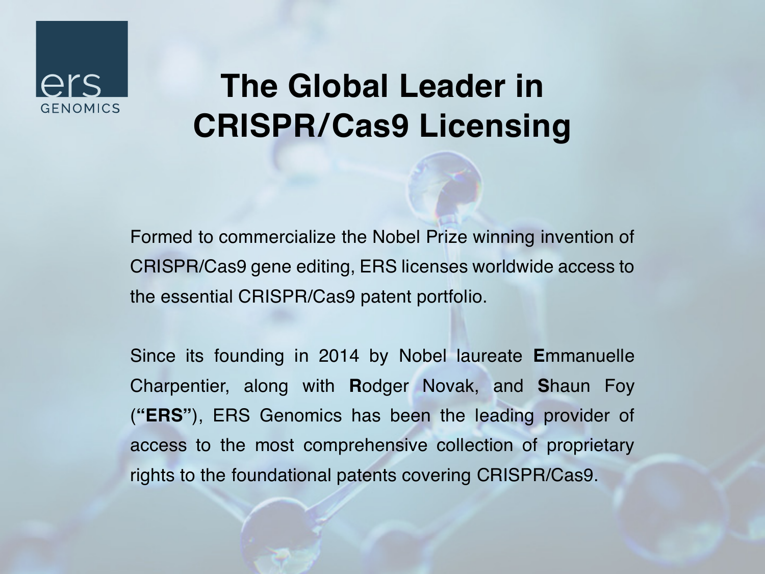ers GENOMICS

# The Global Leader in CRISPR/Cas9 Licensing

Formed to commercialize the Nobel Prize winning invention of CRISPR/Cas9 gene editing, ERS licenses worldwide access to the essential CRISPR/Cas9 patent portfolio.

Since its founding in 2014 by Nobel laureate **E**mmanuelle Charpentier, along with **R**odger Novak, and **S**haun Foy (**"ERS"**), ERS Genomics has been the leading provider of access to the most comprehensive collection of proprietary rights to the foundational patents covering CRISPR/Cas9.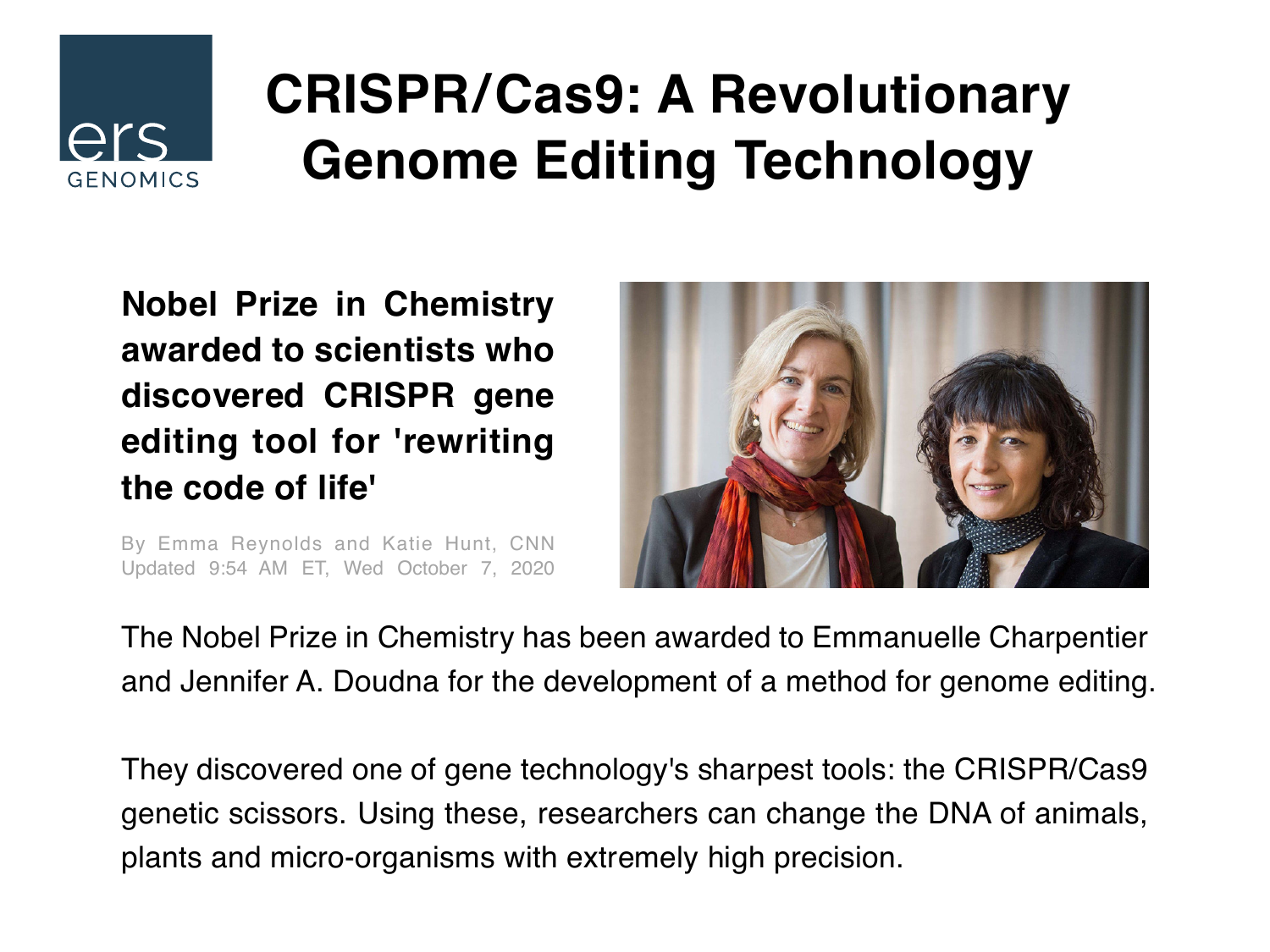# CRISPR/Cas9: A Revolutionary Genome Editing Technology

**Nobel Prize in Chemistry awarded to scientists who discovered CRISPR gene editing tool for 'rewriting the code of life'**

By Emma Reynolds and Katie Hunt, CNN
Updated 9:54 AM ET, Wed October 7, 2020

The Nobel Prize in Chemistry has been awarded to Emmanuelle Charpentier and Jennifer A. Doudna for the development of a method for genome editing.

They discovered one of gene technology's sharpest tools: the CRISPR/Cas9 genetic scissors. Using these, researchers can change the DNA of animals, plants and micro-organisms with extremely high precision.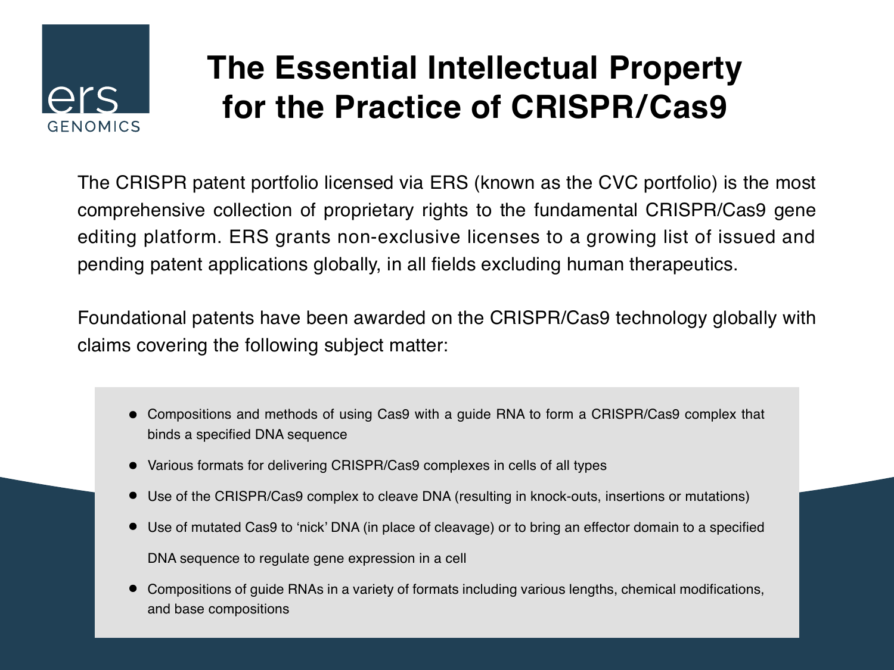ers GENOMICS

# The Essential Intellectual Property for the Practice of CRISPR/Cas9

The CRISPR patent portfolio licensed via ERS (known as the CVC portfolio) is the most comprehensive collection of proprietary rights to the fundamental CRISPR/Cas9 gene editing platform. ERS grants non-exclusive licenses to a growing list of issued and pending patent applications globally, in all fields excluding human therapeutics.

Foundational patents have been awarded on the CRISPR/Cas9 technology globally with claims covering the following subject matter:

- Compositions and methods of using Cas9 with a guide RNA to form a CRISPR/Cas9 complex that binds a specified DNA sequence
- Various formats for delivering CRISPR/Cas9 complexes in cells of all types
- Use of the CRISPR/Cas9 complex to cleave DNA (resulting in knock-outs, insertions or mutations)
- Use of mutated Cas9 to 'nick' DNA (in place of cleavage) or to bring an effector domain to a specified DNA sequence to regulate gene expression in a cell
- Compositions of guide RNAs in a variety of formats including various lengths, chemical modifications, and base compositions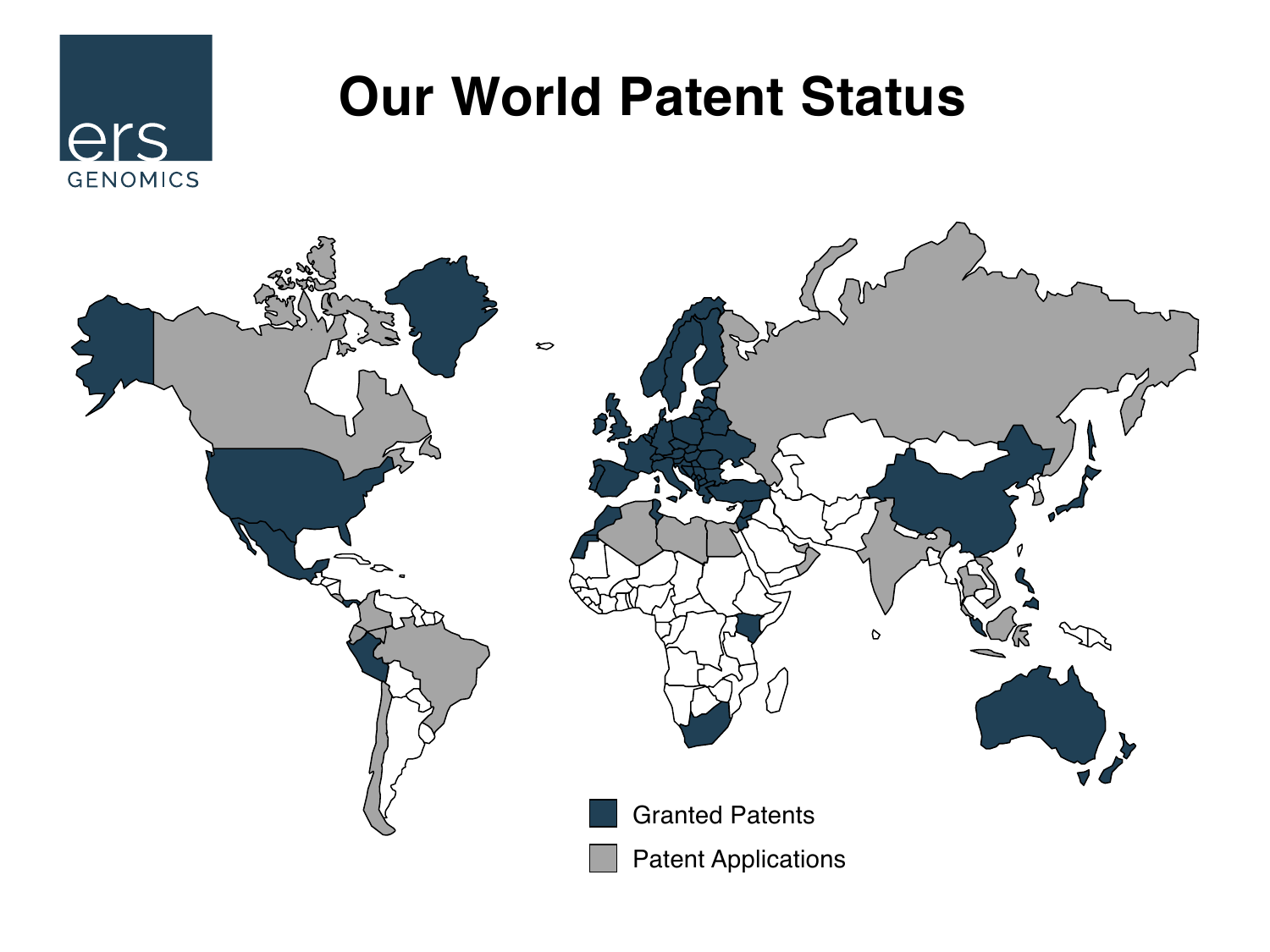# Our World Patent Status

ers GENOMICS

Granted Patents

Patent Applications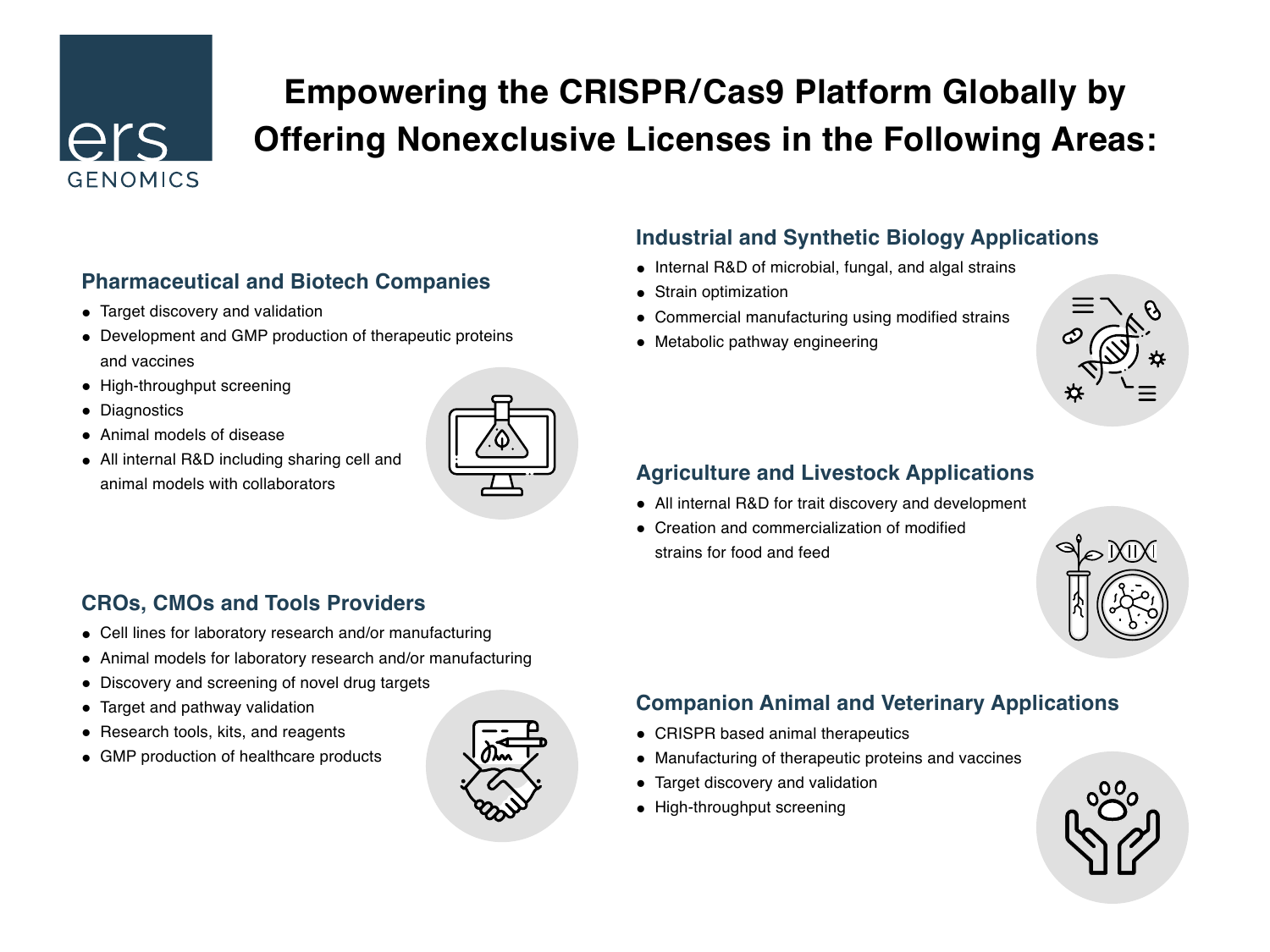ers GENOMICS

# Empowering the CRISPR/Cas9 Platform Globally by Offering Nonexclusive Licenses in the Following Areas:

## Pharmaceutical and Biotech Companies

- Target discovery and validation
- Development and GMP production of therapeutic proteins and vaccines
- High-throughput screening
- Diagnostics
- Animal models of disease
- All internal R&D including sharing cell and animal models with collaborators

## CROs, CMOs and Tools Providers

- Cell lines for laboratory research and/or manufacturing
- Animal models for laboratory research and/or manufacturing
- Discovery and screening of novel drug targets
- Target and pathway validation
- Research tools, kits, and reagents
- GMP production of healthcare products

## Industrial and Synthetic Biology Applications

- Internal R&D of microbial, fungal, and algal strains
- Strain optimization
- Commercial manufacturing using modified strains
- Metabolic pathway engineering

## Agriculture and Livestock Applications

- All internal R&D for trait discovery and development
- Creation and commercialization of modified strains for food and feed

## Companion Animal and Veterinary Applications

- CRISPR based animal therapeutics
- Manufacturing of therapeutic proteins and vaccines
- Target discovery and validation
- High-throughput screening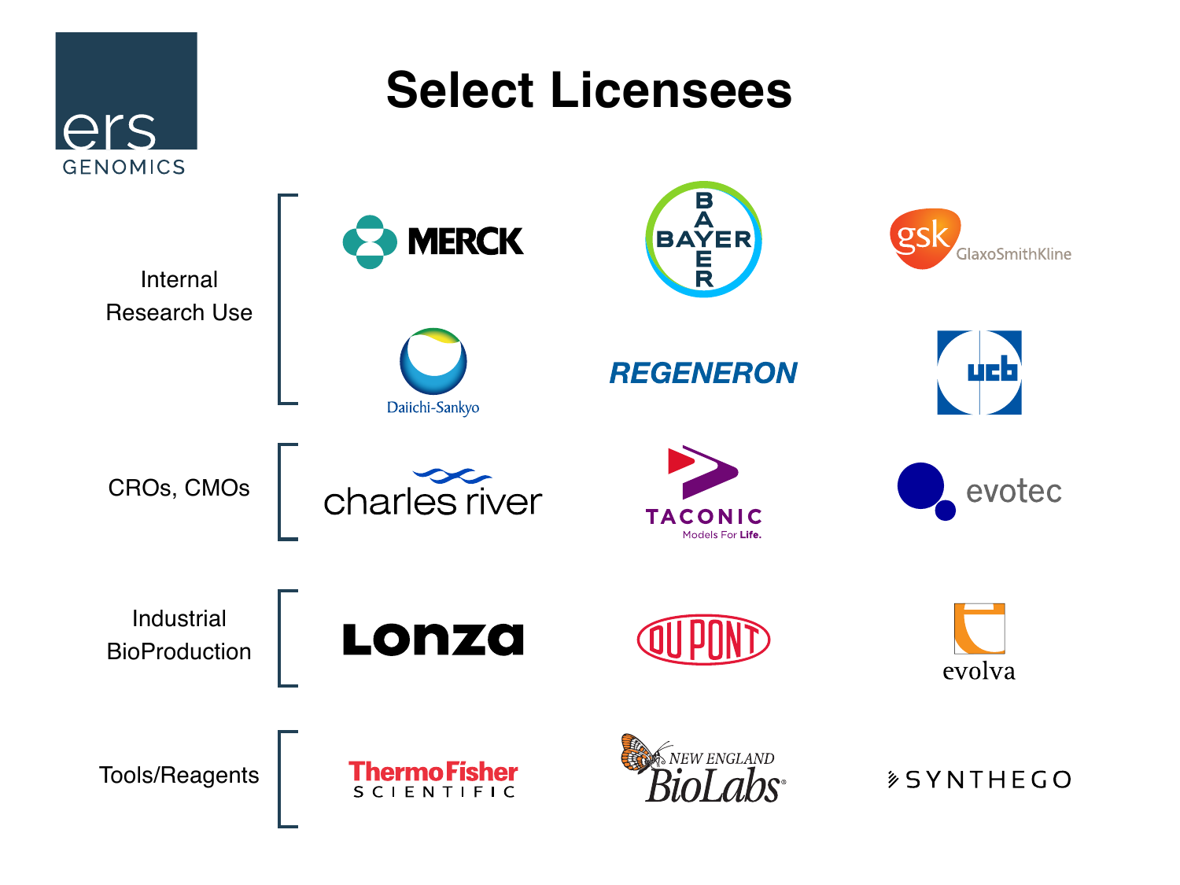ERS GENOMICS

# Select Licensees

**Internal Research Use**

- MERCK
- BAYER
- GSK GlaxoSmithKline
- Daiichi-Sankyo
- REGENERON
- UCB

**CROs, CMOs**

- charles river
- TACONIC Models For Life.
- evotec

**Industrial BioProduction**

- Lonza
- DUPONT
- evolva

**Tools/Reagents**

- ThermoFisher SCIENTIFIC
- NEW ENGLAND BioLabs
- SYNTHEGO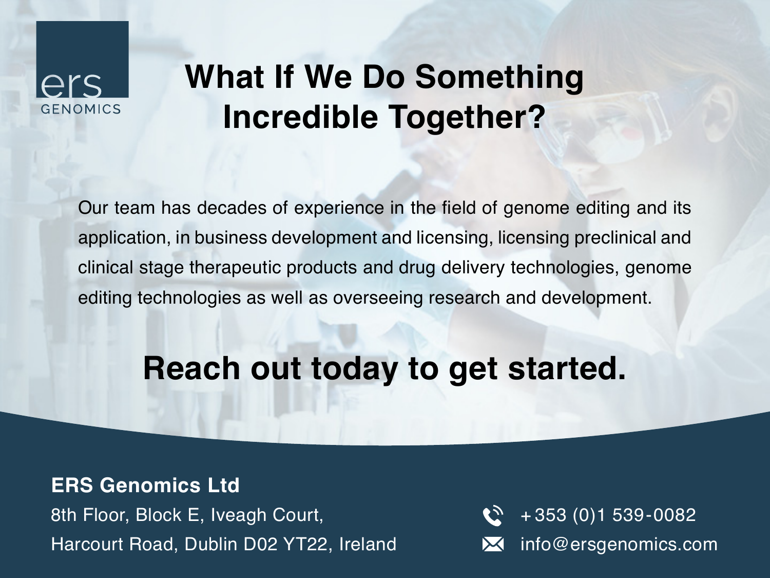ers
GENOMICS

# What If We Do Something Incredible Together?

Our team has decades of experience in the field of genome editing and its application, in business development and licensing, licensing preclinical and clinical stage therapeutic products and drug delivery technologies, genome editing technologies as well as overseeing research and development.

## Reach out today to get started.

**ERS Genomics Ltd**
8th Floor, Block E, Iveagh Court,
Harcourt Road, Dublin D02 YT22, Ireland

+353 (0)1 539-0082
info@ersgenomics.com